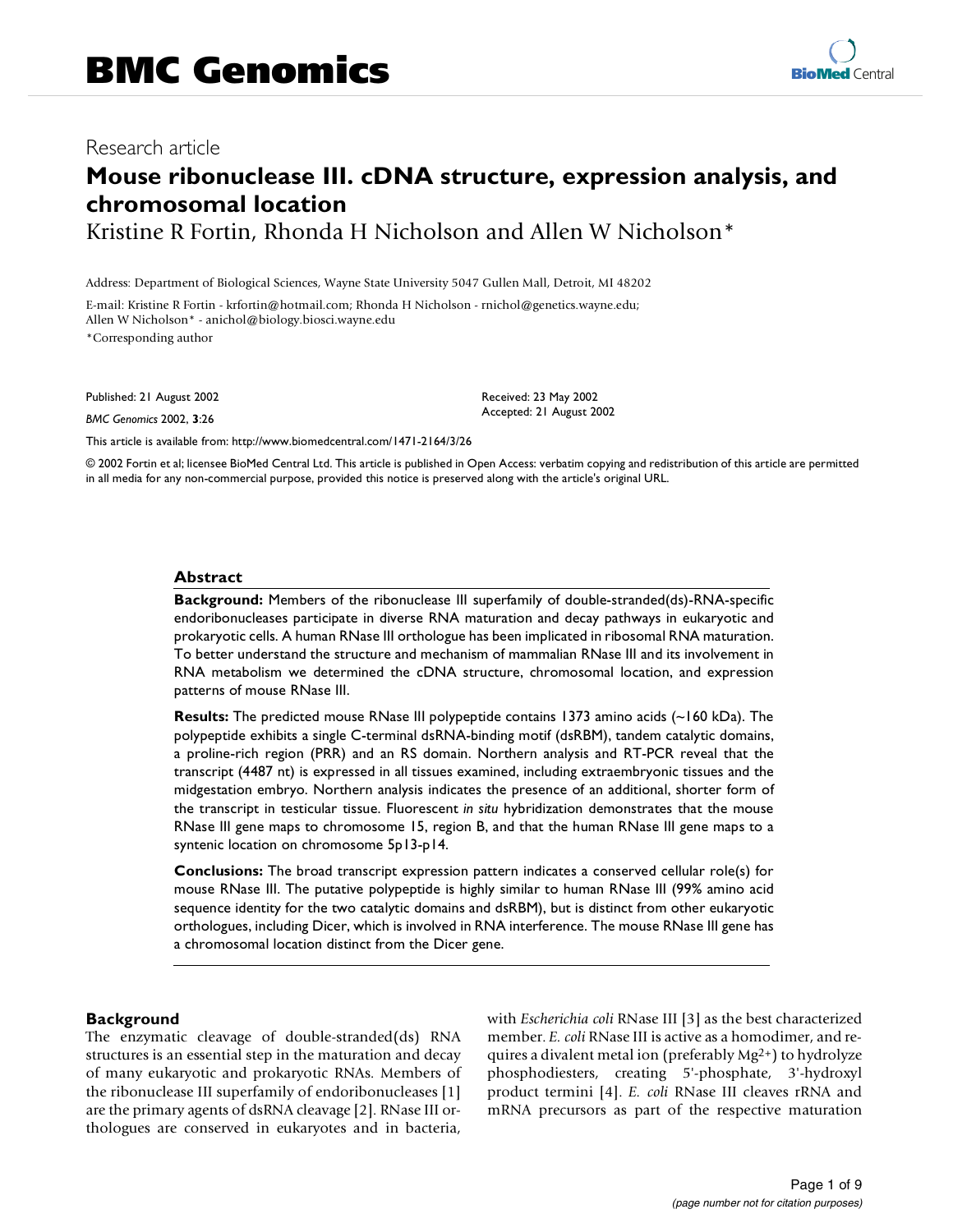Research article

# Mouse ribonuclease III. cDNA structure, expression analysis, and chromosomal location

Kristine R Fortin, Rhonda H Nicholson and Allen W Nicholson*

Address: Department of Biological Sciences, Wayne State University 5047 Gullen Mall, Detroit, MI 48202

E-mail: Kristine R Fortin - krfortin@hotmail.com; Rhonda H Nicholson - rnichol@genetics.wayne.edu; Allen W Nicholson* - anichol@biology.biosci.wayne.edu

*Corresponding author

Published: 21 August 2002

*BMC Genomics* 2002, **3**:26

Received: 23 May 2002
Accepted: 21 August 2002

This article is available from: http://www.biomedcentral.com/1471-2164/3/26

© 2002 Fortin et al; licensee BioMed Central Ltd. This article is published in Open Access: verbatim copying and redistribution of this article are permitted in all media for any non-commercial purpose, provided this notice is preserved along with the article's original URL.

## Abstract

**Background:** Members of the ribonuclease III superfamily of double-stranded(ds)-RNA-specific endoribonucleases participate in diverse RNA maturation and decay pathways in eukaryotic and prokaryotic cells. A human RNase III orthologue has been implicated in ribosomal RNA maturation. To better understand the structure and mechanism of mammalian RNase III and its involvement in RNA metabolism we determined the cDNA structure, chromosomal location, and expression patterns of mouse RNase III.

**Results:** The predicted mouse RNase III polypeptide contains 1373 amino acids (~160 kDa). The polypeptide exhibits a single C-terminal dsRNA-binding motif (dsRBM), tandem catalytic domains, a proline-rich region (PRR) and an RS domain. Northern analysis and RT-PCR reveal that the transcript (4487 nt) is expressed in all tissues examined, including extraembryonic tissues and the midgestation embryo. Northern analysis indicates the presence of an additional, shorter form of the transcript in testicular tissue. Fluorescent *in situ* hybridization demonstrates that the mouse RNase III gene maps to chromosome 15, region B, and that the human RNase III gene maps to a syntenic location on chromosome 5p13-p14.

**Conclusions:** The broad transcript expression pattern indicates a conserved cellular role(s) for mouse RNase III. The putative polypeptide is highly similar to human RNase III (99% amino acid sequence identity for the two catalytic domains and dsRBM), but is distinct from other eukaryotic orthologues, including Dicer, which is involved in RNA interference. The mouse RNase III gene has a chromosomal location distinct from the Dicer gene.

## Background

The enzymatic cleavage of double-stranded(ds) RNA structures is an essential step in the maturation and decay of many eukaryotic and prokaryotic RNAs. Members of the ribonuclease III superfamily of endoribonucleases [1] are the primary agents of dsRNA cleavage [2]. RNase III orthologues are conserved in eukaryotes and in bacteria, with *Escherichia coli* RNase III [3] as the best characterized member. *E. coli* RNase III is active as a homodimer, and requires a divalent metal ion (preferably $Mg^{2+}$) to hydrolyze phosphodiesters, creating 5'-phosphate, 3'-hydroxyl product termini [4]. *E. coli* RNase III cleaves rRNA and mRNA precursors as part of the respective maturation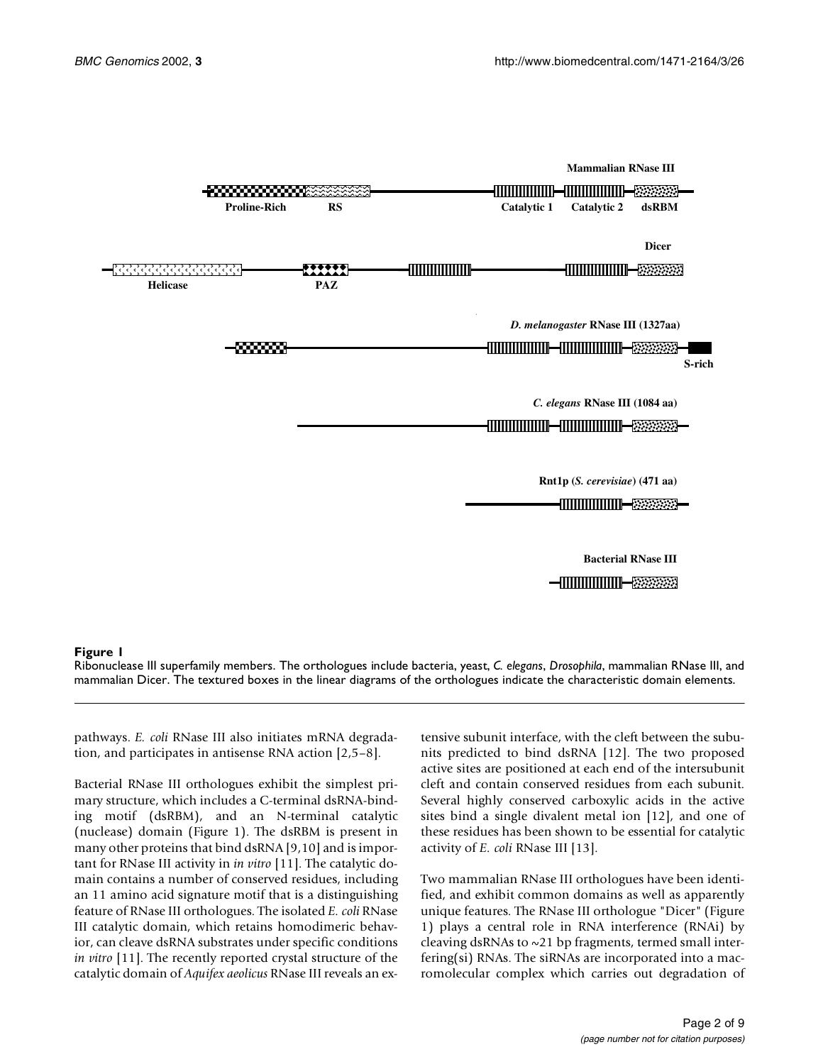**Figure 1**
Ribonuclease III superfamily members. The orthologues include bacteria, yeast, *C. elegans*, *Drosophila*, mammalian RNase III, and mammalian Dicer. The textured boxes in the linear diagrams of the orthologues indicate the characteristic domain elements.

pathways. *E. coli* RNase III also initiates mRNA degradation, and participates in antisense RNA action [2,5–8].

Bacterial RNase III orthologues exhibit the simplest primary structure, which includes a C-terminal dsRNA-binding motif (dsRBM), and an N-terminal catalytic (nuclease) domain (Figure 1). The dsRBM is present in many other proteins that bind dsRNA [9,10] and is important for RNase III activity in *in vitro* [11]. The catalytic domain contains a number of conserved residues, including an 11 amino acid signature motif that is a distinguishing feature of RNase III orthologues. The isolated *E. coli* RNase III catalytic domain, which retains homodimeric behavior, can cleave dsRNA substrates under specific conditions *in vitro* [11]. The recently reported crystal structure of the catalytic domain of *Aquifex aeolicus* RNase III reveals an extensive subunit interface, with the cleft between the subunits predicted to bind dsRNA [12]. The two proposed active sites are positioned at each end of the intersubunit cleft and contain conserved residues from each subunit. Several highly conserved carboxylic acids in the active sites bind a single divalent metal ion [12], and one of these residues has been shown to be essential for catalytic activity of *E. coli* RNase III [13].

Two mammalian RNase III orthologues have been identified, and exhibit common domains as well as apparently unique features. The RNase III orthologue "Dicer" (Figure 1) plays a central role in RNA interference (RNAi) by cleaving dsRNAs to ~21 bp fragments, termed small interfering(si) RNAs. The siRNAs are incorporated into a macromolecular complex which carries out degradation of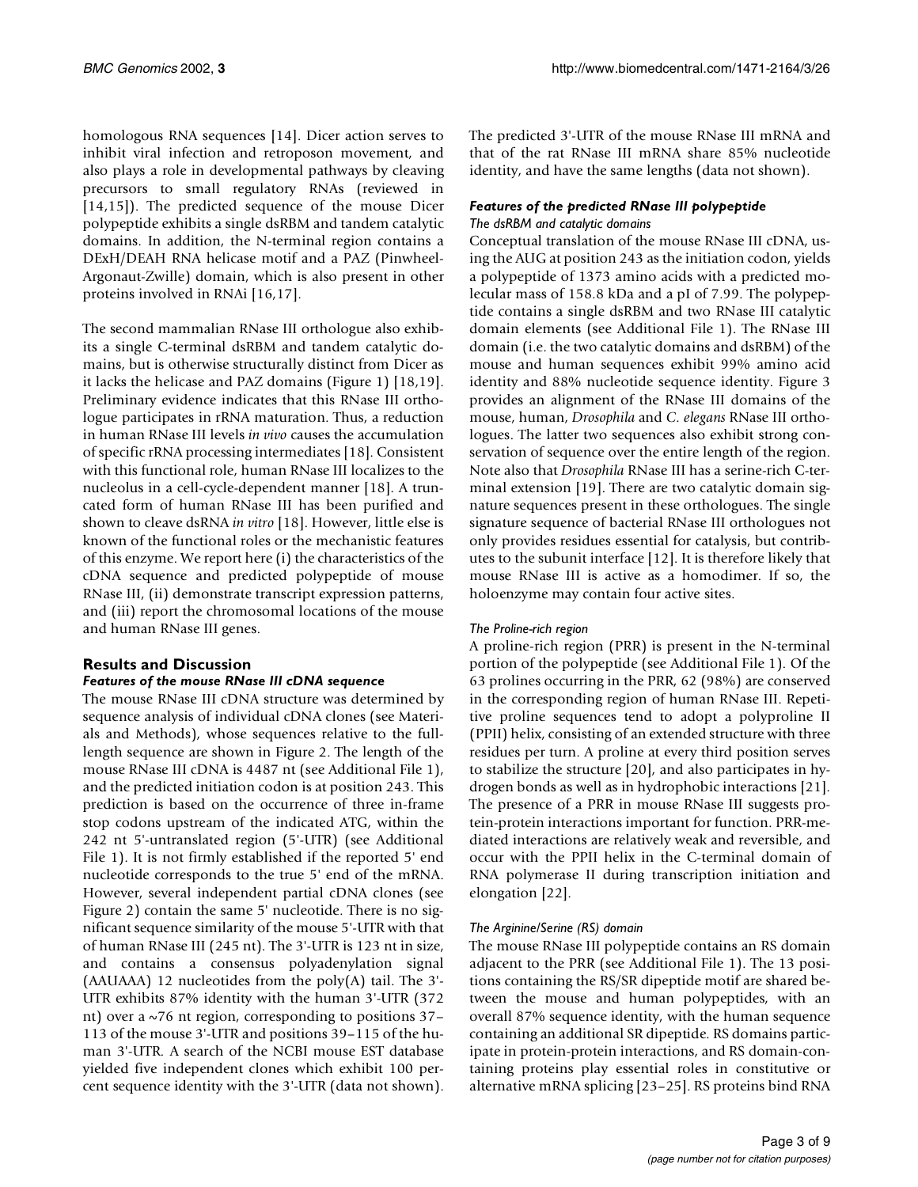homologous RNA sequences [14]. Dicer action serves to inhibit viral infection and retroposon movement, and also plays a role in developmental pathways by cleaving precursors to small regulatory RNAs (reviewed in [14,15]). The predicted sequence of the mouse Dicer polypeptide exhibits a single dsRBM and tandem catalytic domains. In addition, the N-terminal region contains a DExH/DEAH RNA helicase motif and a PAZ (Pinwheel-Argonaut-Zwille) domain, which is also present in other proteins involved in RNAi [16,17].

The second mammalian RNase III orthologue also exhibits a single C-terminal dsRBM and tandem catalytic domains, but is otherwise structurally distinct from Dicer as it lacks the helicase and PAZ domains (Figure 1) [18,19]. Preliminary evidence indicates that this RNase III orthologue participates in rRNA maturation. Thus, a reduction in human RNase III levels *in vivo* causes the accumulation of specific rRNA processing intermediates [18]. Consistent with this functional role, human RNase III localizes to the nucleolus in a cell-cycle-dependent manner [18]. A truncated form of human RNase III has been purified and shown to cleave dsRNA *in vitro* [18]. However, little else is known of the functional roles or the mechanistic features of this enzyme. We report here (i) the characteristics of the cDNA sequence and predicted polypeptide of mouse RNase III, (ii) demonstrate transcript expression patterns, and (iii) report the chromosomal locations of the mouse and human RNase III genes.

## Results and Discussion

### Features of the mouse RNase III cDNA sequence

The mouse RNase III cDNA structure was determined by sequence analysis of individual cDNA clones (see Materials and Methods), whose sequences relative to the full-length sequence are shown in Figure 2. The length of the mouse RNase III cDNA is 4487 nt (see Additional File 1), and the predicted initiation codon is at position 243. This prediction is based on the occurrence of three in-frame stop codons upstream of the indicated ATG, within the 242 nt 5'-untranslated region (5'-UTR) (see Additional File 1). It is not firmly established if the reported 5' end nucleotide corresponds to the true 5' end of the mRNA. However, several independent partial cDNA clones (see Figure 2) contain the same 5' nucleotide. There is no significant sequence similarity of the mouse 5'-UTR with that of human RNase III (245 nt). The 3'-UTR is 123 nt in size, and contains a consensus polyadenylation signal (AAUAAA) 12 nucleotides from the poly(A) tail. The 3'-UTR exhibits 87% identity with the human 3'-UTR (372 nt) over a ~76 nt region, corresponding to positions 37–113 of the mouse 3'-UTR and positions 39–115 of the human 3'-UTR. A search of the NCBI mouse EST database yielded five independent clones which exhibit 100 percent sequence identity with the 3'-UTR (data not shown). The predicted 3'-UTR of the mouse RNase III mRNA and that of the rat RNase III mRNA share 85% nucleotide identity, and have the same lengths (data not shown).

### Features of the predicted RNase III polypeptide

#### The dsRBM and catalytic domains

Conceptual translation of the mouse RNase III cDNA, using the AUG at position 243 as the initiation codon, yields a polypeptide of 1373 amino acids with a predicted molecular mass of 158.8 kDa and a pI of 7.99. The polypeptide contains a single dsRBM and two RNase III catalytic domain elements (see Additional File 1). The RNase III domain (i.e. the two catalytic domains and dsRBM) of the mouse and human sequences exhibit 99% amino acid identity and 88% nucleotide sequence identity. Figure 3 provides an alignment of the RNase III domains of the mouse, human, *Drosophila* and *C. elegans* RNase III orthologues. The latter two sequences also exhibit strong conservation of sequence over the entire length of the region. Note also that *Drosophila* RNase III has a serine-rich C-terminal extension [19]. There are two catalytic domain signature sequences present in these orthologues. The single signature sequence of bacterial RNase III orthologues not only provides residues essential for catalysis, but contributes to the subunit interface [12]. It is therefore likely that mouse RNase III is active as a homodimer. If so, the holoenzyme may contain four active sites.

#### The Proline-rich region

A proline-rich region (PRR) is present in the N-terminal portion of the polypeptide (see Additional File 1). Of the 63 prolines occurring in the PRR, 62 (98%) are conserved in the corresponding region of human RNase III. Repetitive proline sequences tend to adopt a polyproline II (PPII) helix, consisting of an extended structure with three residues per turn. A proline at every third position serves to stabilize the structure [20], and also participates in hydrogen bonds as well as in hydrophobic interactions [21]. The presence of a PRR in mouse RNase III suggests protein-protein interactions important for function. PRR-mediated interactions are relatively weak and reversible, and occur with the PPII helix in the C-terminal domain of RNA polymerase II during transcription initiation and elongation [22].

#### The Arginine/Serine (RS) domain

The mouse RNase III polypeptide contains an RS domain adjacent to the PRR (see Additional File 1). The 13 positions containing the RS/SR dipeptide motif are shared between the mouse and human polypeptides, with an overall 87% sequence identity, with the human sequence containing an additional SR dipeptide. RS domains participate in protein-protein interactions, and RS domain-containing proteins play essential roles in constitutive or alternative mRNA splicing [23–25]. RS proteins bind RNA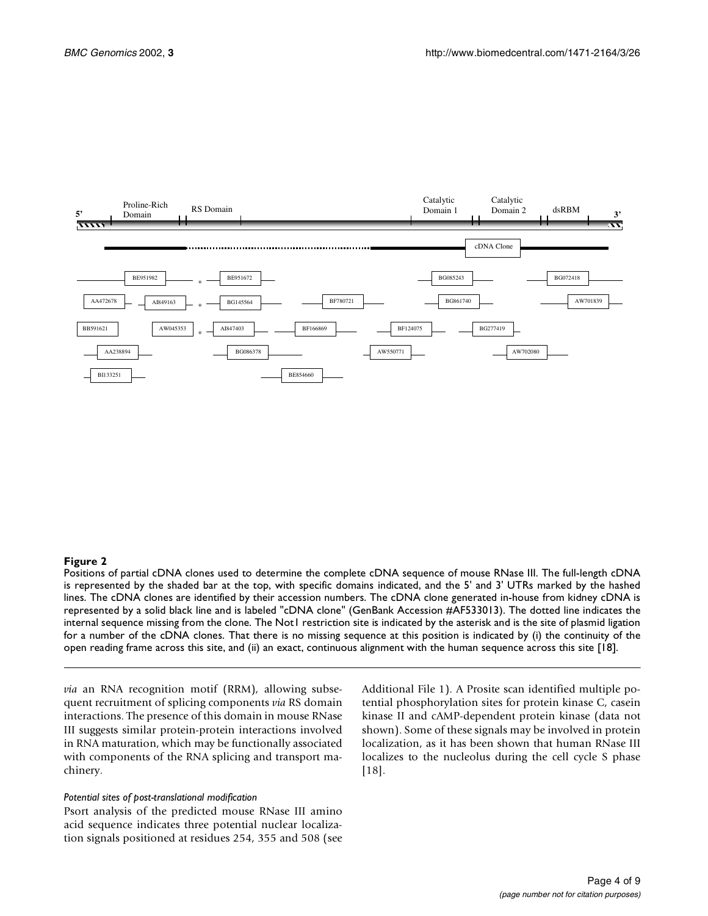**Figure 2**

Positions of partial cDNA clones used to determine the complete cDNA sequence of mouse RNase III. The full-length cDNA is represented by the shaded bar at the top, with specific domains indicated, and the 5' and 3' UTRs marked by the hashed lines. The cDNA clones are identified by their accession numbers. The cDNA clone generated in-house from kidney cDNA is represented by a solid black line and is labeled "cDNA clone" (GenBank Accession #AF533013). The dotted line indicates the internal sequence missing from the clone. The Not1 restriction site is indicated by the asterisk and is the site of plasmid ligation for a number of the cDNA clones. That there is no missing sequence at this position is indicated by (i) the continuity of the open reading frame across this site, and (ii) an exact, continuous alignment with the human sequence across this site [18].

*via* an RNA recognition motif (RRM), allowing subsequent recruitment of splicing components *via* RS domain interactions. The presence of this domain in mouse RNase III suggests similar protein-protein interactions involved in RNA maturation, which may be functionally associated with components of the RNA splicing and transport machinery.

### *Potential sites of post-translational modification*

Psort analysis of the predicted mouse RNase III amino acid sequence indicates three potential nuclear localization signals positioned at residues 254, 355 and 508 (see Additional File 1). A Prosite scan identified multiple potential phosphorylation sites for protein kinase C, casein kinase II and cAMP-dependent protein kinase (data not shown). Some of these signals may be involved in protein localization, as it has been shown that human RNase III localizes to the nucleolus during the cell cycle S phase [18].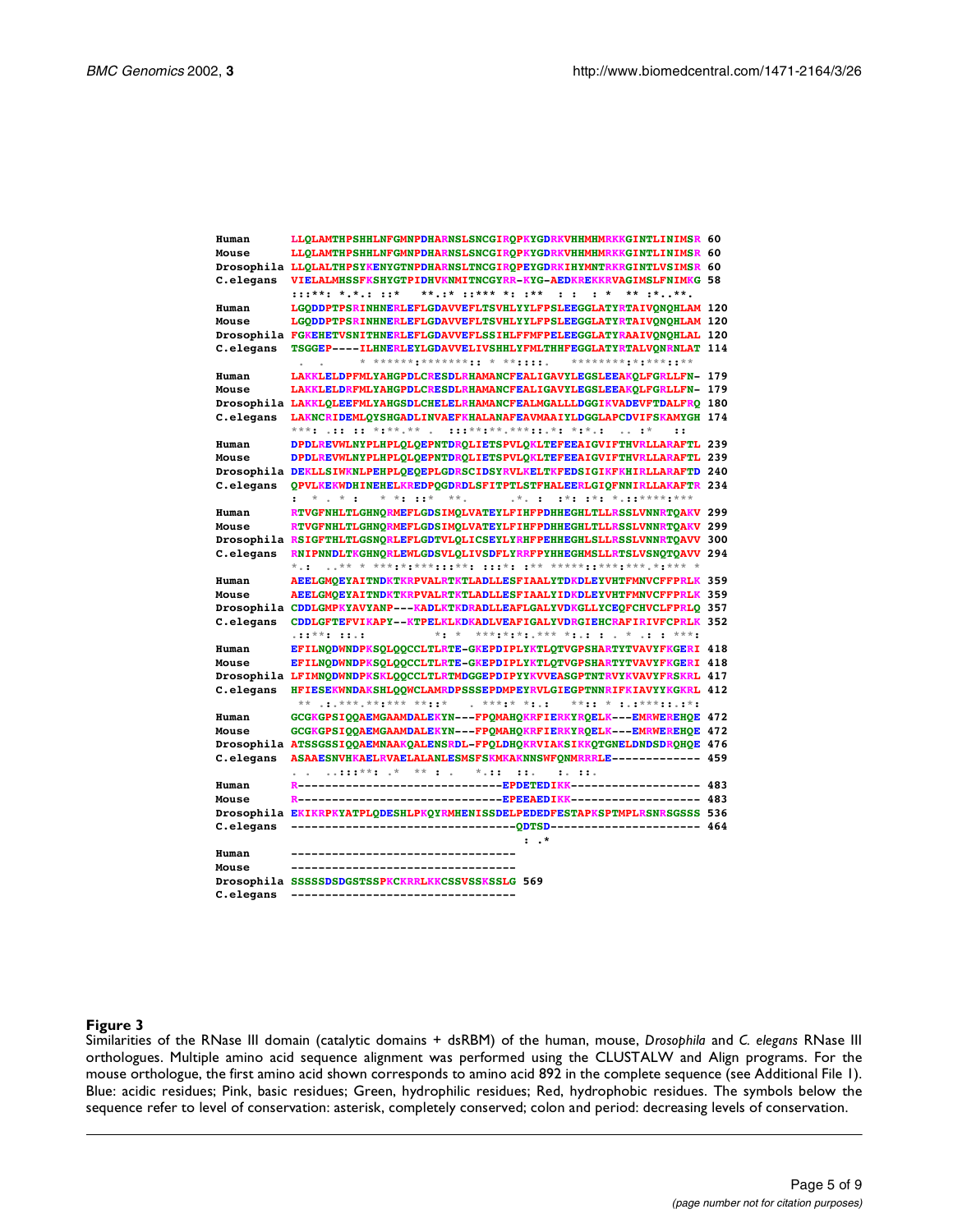```
Human      LLQLAMTHPSHHLNFGMNPDHARNSLSNCGIRQPKYGDRKVHHMHMRKKGINTLINIMSR 60
Mouse      LLQLAMTHPSHHLNFGMNPDHARNSLSNCGIRQPKYGDRKVHHMHMRKKGINTLINIMSR 60
Drosophila LLQLALTHPSYKENYGTNPDHARNSLTNCGIRQPEYGDRKIHYMNTRKRGINTLVSIMSR 60
C.elegans  VIELALMHSSFKSHYGTPIDHVKNMITNCGYRR-KYG-AEDKREKKRVAGIMSLFNIMKG 58
           :::**: *.*.: ::*   **.:* ::*** *: :**  : :  : *  ** :*..**.

Human      LGQDDPTPSRINHNERLEFLGDAVVEFLTSVHLYYLFPSLEEGGLATYRTAIVQNQHLAM 120
Mouse      LGQDDPTPSRINHNERLEFLGDAVVEFLTSVHLYYLFPSLEEGGLATYRTAIVQNQHLAM 120
Drosophila FGKEHETVSNITHNERLEFLGDAVVEFLSSIHLFFMFPELEEGGLATYRAAIVQNQHLAL 120
C.elegans  TSGGEP----ILHNERLEYLGDAVVELIVSHHLYFMLTHHFEGGLATYRTALVQNRNLAT 114
            .  .       * ******:*******:: * **::::.   ********:*:****::**

Human      LAKKLELDPFMLYAHGPDLCRESDLRHAMANCFEALIGAVYLEGSLEEAKQLFGRLLFN- 179
Mouse      LAKKLELDRFMLYAHGPDLCRESDLRHAMANCFEALIGAVYLEGSLEEAKQLFGRLLFN- 179
Drosophila LAKKLQLEEFMLYAHGSDLCHELELRHAMANCFEALMGALLLDGGIKVADEVFTDALFRQ 180
C.elegans  LAKNCRIDEMLQYSHGADLINVAEFKHALANAFEAVMAAIYLDGGLAPCDVIFSKAMYGH 174
           ***: .:: :: *:**.** .   :::**:**.***::.*: *:*.:  .. :*    ::

Human      DPDLREVWLNYPLHPLQLQEPNTDRQLIETSPVLQKLTEFEEAIGVIFTHVRLLARAFTL 239
Mouse      DPDLREVWLNYPLHPLQLQEPNTDRQLIETSPVLQKLTEFEEAIGVIFTHVRLLARAFTL 239
Drosophila DEKLLSIWKNLPEHPLQEQEPLGDRSCIDSYRVLKELTKFEDSIGIKFKHIRLLARAFTD 240
C.elegans  QPVLKEKWDHINEHELKREDPQGDRDLSFITPTLSTFHALEERLGIQFNNIRLLAKAFTR 234
           :  *  . * :     * *: ::*  **.         .*. :  :*: :*: *.::****:***

Human      RTVGFNHLTLGHNQRMEFLGDSIMQLVATEYLFIHFPDHHEGHLTLLRSSLVNNRTQAKV 299
Mouse      RTVGFNHLTLGHNQRMEFLGDSIMQLVATEYLFIHFPDHHEGHLTLLRSSLVNNRTQAKV 299
Drosophila RSIGFTHLTLGSNQRLEFLGDTVLQLICSEYLYRHFPEHHEGHLSLLRSSLVNNRTQAVV 300
C.elegans  RNIPNNDLTKGHNQRLEWLGDSVLQLIVSDFLYRRFPYHHEGHMSLLRTSLVSNQTQAVV 294
           *.:   ..** * ***:*:***:::**: :::*: :** *****::***:***.*:*** *

Human      AEELGMQEYAITNDKTKRPVALRTKTLADLLESFIAALYTDKDLEYVHTFMNVCFFPRLK 359
Mouse      AEELGMQEYAITNDKTKRPVALRTKTLADLLESFIAALYIDKDLEYVHTFMNVCFFPRLK 359
Drosophila CDDLGMPKYAVYANP---KADLKTKDRADLLEAFLGALYVDKGLLYCEQFCHVCLFPRLQ 357
C.elegans  CDDLGFTEFVIKAPY--KTPELKLKDKADLVEAFIGALYVDRGIEHCRAFIRIVFCPRLK 352
           .::**: ::.:             *: *  ***:*:*.*** *:.: : . * .: : ***:

Human      EFILNQDWNDPKSQLQQCCLTLRTE-GKEPDIPLYKTLQTVGPSHARTYTVAVYFKGERI 418
Mouse      EFILNQDWNDPKSQLQQCCLTLRTE-GKEPDIPLYKTLQTVGPSHARTYTVAVYFKGERI 418
Drosophila LFIMNQDWNDPKSKLQQCCLTLRTMDGGEPDIPYYKVVEASGPTNTRVYKVAVYFRSKRL 417
C.elegans  HFIESEKWNDAKSHLQQWCLAMRDPSSSEPDMPEYRVLGIEGPTNNRIFKIAVYYKGKRL 412
            ** .:.***.**:*** **::*   . ***:* *:.:    **:: * :.:***::.:*:

Human      GCGKGPSIQQAEMGAAMDALEKYN---FPQMAHQKRFIERKYRQELK---EMRWEREHQE 472
Mouse      GCGKGPSIQQAEMGAAMDALEKYN---FPQMAHQKRFIERKYRQELK---EMRWEREHQE 472
Drosophila ATSSGSSIQQAEMNAAKQALENSRDL-FPQLDHQKRVIAKSIKKQTGNELDNDSDRQHQE 476
C.elegans  ASAAESNVHKAELRVAELALANLESMSFSKMKAKNNSWFQNMRRRLE------------- 459
           . .   ..:::**: .*  ** : .    *.::  ::.    :. ::.

Human      R-----------------------------EPDETEDIKK------------------- 483
Mouse      R-----------------------------EPEEAEDIKK------------------- 483
Drosophila EKIKRPKYATPLQDESHLPKQYRMHENISSDELPEDEDFESTAPKSPTMPLRSNRSGSSS 536
C.elegans  ---------------------------------QDTSD---------------------- 464
                                            : .*

Human      ---------------------------------
Mouse      ---------------------------------
Drosophila SSSSSDSDGSTSSPKCKRRLKKCSSVSSKSSLG 569
C.elegans  ---------------------------------
```

**Figure 3**
Similarities of the RNase III domain (catalytic domains + dsRBM) of the human, mouse, *Drosophila* and *C. elegans* RNase III orthologues. Multiple amino acid sequence alignment was performed using the CLUSTALW and Align programs. For the mouse orthologue, the first amino acid shown corresponds to amino acid 892 in the complete sequence (see Additional File 1). Blue: acidic residues; Pink, basic residues; Green, hydrophilic residues; Red, hydrophobic residues. The symbols below the sequence refer to level of conservation: asterisk, completely conserved; colon and period: decreasing levels of conservation.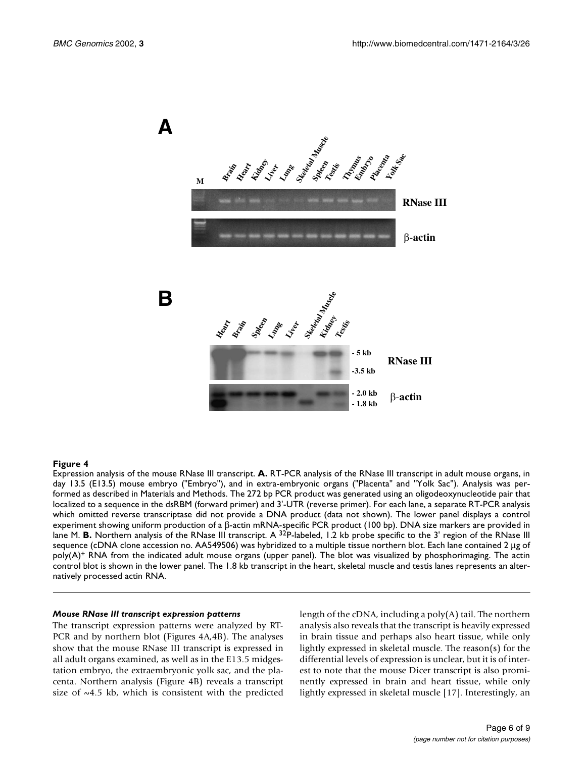**Figure 4**

Expression analysis of the mouse RNase III transcript. **A.** RT-PCR analysis of the RNase III transcript in adult mouse organs, in day 13.5 (E13.5) mouse embryo ("Embryo"), and in extra-embryonic organs ("Placenta" and "Yolk Sac"). Analysis was performed as described in Materials and Methods. The 272 bp PCR product was generated using an oligodeoxynucleotide pair that localized to a sequence in the dsRBM (forward primer) and 3'-UTR (reverse primer). For each lane, a separate RT-PCR analysis which omitted reverse transcriptase did not provide a DNA product (data not shown). The lower panel displays a control experiment showing uniform production of a β-actin mRNA-specific PCR product (100 bp). DNA size markers are provided in lane M. **B.** Northern analysis of the RNase III transcript. A $^{32}$P-labeled, 1.2 kb probe specific to the 3' region of the RNase III sequence (cDNA clone accession no. AA549506) was hybridized to a multiple tissue northern blot. Each lane contained 2 μg of poly(A)$^+$ RNA from the indicated adult mouse organs (upper panel). The blot was visualized by phosphorimaging. The actin control blot is shown in the lower panel. The 1.8 kb transcript in the heart, skeletal muscle and testis lanes represents an alternatively processed actin RNA.

*Mouse RNase III transcript expression patterns*

The transcript expression patterns were analyzed by RT-PCR and by northern blot (Figures 4A,4B). The analyses show that the mouse RNase III transcript is expressed in all adult organs examined, as well as in the E13.5 midgestation embryo, the extraembryonic yolk sac, and the placenta. Northern analysis (Figure 4B) reveals a transcript size of ~4.5 kb, which is consistent with the predicted length of the cDNA, including a poly(A) tail. The northern analysis also reveals that the transcript is heavily expressed in brain tissue and perhaps also heart tissue, while only lightly expressed in skeletal muscle. The reason(s) for the differential levels of expression is unclear, but it is of interest to note that the mouse Dicer transcript is also prominently expressed in brain and heart tissue, while only lightly expressed in skeletal muscle [17]. Interestingly, an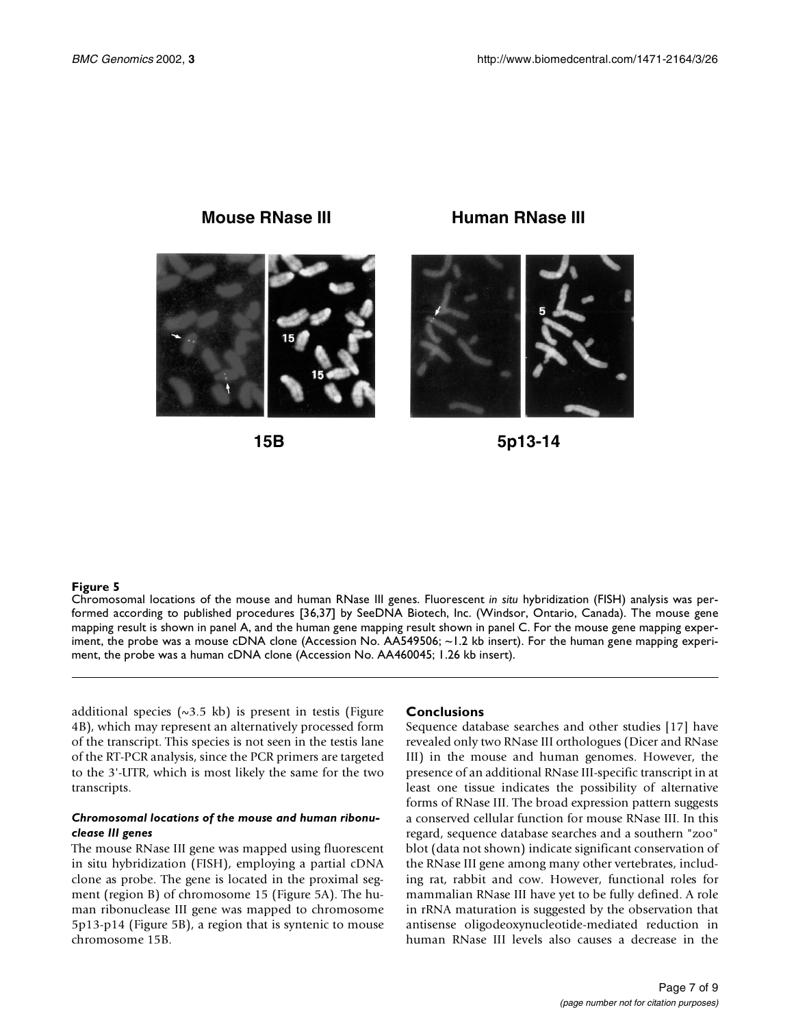**Figure 5**
Chromosomal locations of the mouse and human RNase III genes. Fluorescent *in situ* hybridization (FISH) analysis was performed according to published procedures [36,37] by SeeDNA Biotech, Inc. (Windsor, Ontario, Canada). The mouse gene mapping result is shown in panel A, and the human gene mapping result shown in panel C. For the mouse gene mapping experiment, the probe was a mouse cDNA clone (Accession No. AA549506; ~1.2 kb insert). For the human gene mapping experiment, the probe was a human cDNA clone (Accession No. AA460045; 1.26 kb insert).

additional species (~3.5 kb) is present in testis (Figure 4B), which may represent an alternatively processed form of the transcript. This species is not seen in the testis lane of the RT-PCR analysis, since the PCR primers are targeted to the 3'-UTR, which is most likely the same for the two transcripts.

#### *Chromosomal locations of the mouse and human ribonuclease III genes*

The mouse RNase III gene was mapped using fluorescent in situ hybridization (FISH), employing a partial cDNA clone as probe. The gene is located in the proximal segment (region B) of chromosome 15 (Figure 5A). The human ribonuclease III gene was mapped to chromosome 5p13-p14 (Figure 5B), a region that is syntenic to mouse chromosome 15B.

### Conclusions

Sequence database searches and other studies [17] have revealed only two RNase III orthologues (Dicer and RNase III) in the mouse and human genomes. However, the presence of an additional RNase III-specific transcript in at least one tissue indicates the possibility of alternative forms of RNase III. The broad expression pattern suggests a conserved cellular function for mouse RNase III. In this regard, sequence database searches and a southern "zoo" blot (data not shown) indicate significant conservation of the RNase III gene among many other vertebrates, including rat, rabbit and cow. However, functional roles for mammalian RNase III have yet to be fully defined. A role in rRNA maturation is suggested by the observation that antisense oligodeoxynucleotide-mediated reduction in human RNase III levels also causes a decrease in the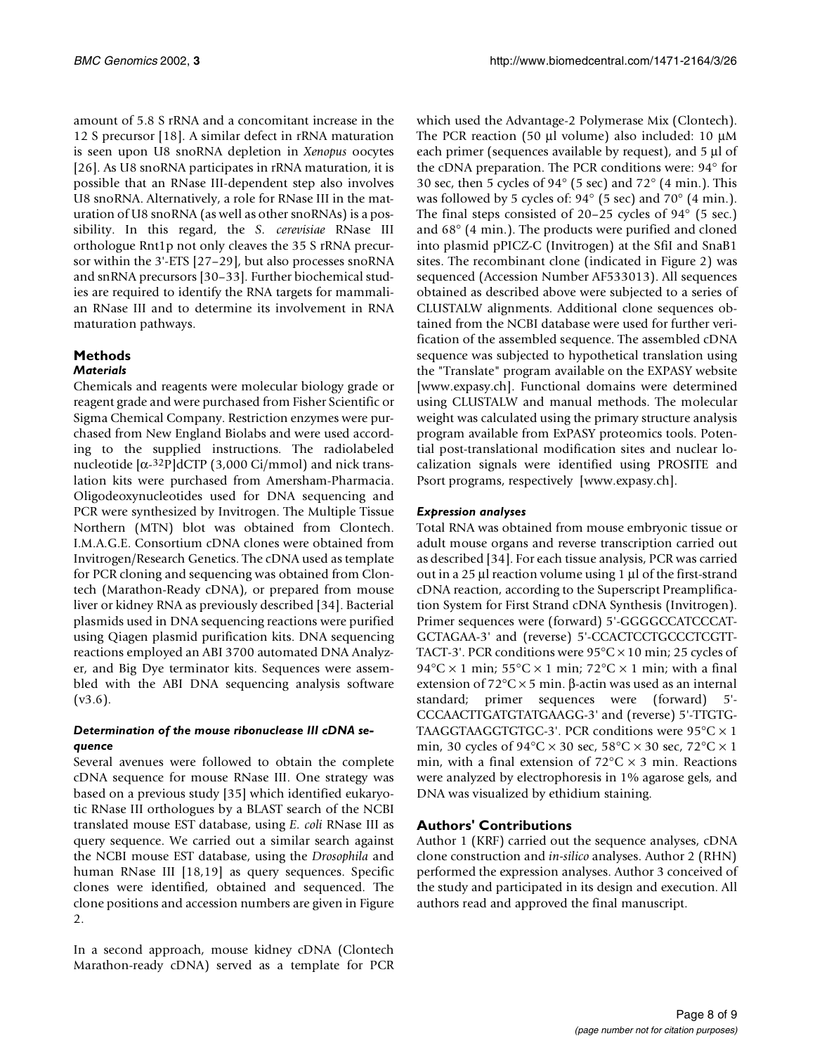amount of 5.8 S rRNA and a concomitant increase in the 12 S precursor [18]. A similar defect in rRNA maturation is seen upon U8 snoRNA depletion in *Xenopus* oocytes [26]. As U8 snoRNA participates in rRNA maturation, it is possible that an RNase III-dependent step also involves U8 snoRNA. Alternatively, a role for RNase III in the maturation of U8 snoRNA (as well as other snoRNAs) is a possibility. In this regard, the *S. cerevisiae* RNase III orthologue Rnt1p not only cleaves the 35 S rRNA precursor within the 3'-ETS [27–29], but also processes snoRNA and snRNA precursors [30–33]. Further biochemical studies are required to identify the RNA targets for mammalian RNase III and to determine its involvement in RNA maturation pathways.

## Methods

### *Materials*

Chemicals and reagents were molecular biology grade or reagent grade and were purchased from Fisher Scientific or Sigma Chemical Company. Restriction enzymes were purchased from New England Biolabs and were used according to the supplied instructions. The radiolabeled nucleotide [$\alpha$-$^{32}$P]dCTP (3,000 Ci/mmol) and nick translation kits were purchased from Amersham-Pharmacia. Oligodeoxynucleotides used for DNA sequencing and PCR were synthesized by Invitrogen. The Multiple Tissue Northern (MTN) blot was obtained from Clontech. I.M.A.G.E. Consortium cDNA clones were obtained from Invitrogen/Research Genetics. The cDNA used as template for PCR cloning and sequencing was obtained from Clontech (Marathon-Ready cDNA), or prepared from mouse liver or kidney RNA as previously described [34]. Bacterial plasmids used in DNA sequencing reactions were purified using Qiagen plasmid purification kits. DNA sequencing reactions employed an ABI 3700 automated DNA Analyzer, and Big Dye terminator kits. Sequences were assembled with the ABI DNA sequencing analysis software (v3.6).

### *Determination of the mouse ribonuclease III cDNA sequence*

Several avenues were followed to obtain the complete cDNA sequence for mouse RNase III. One strategy was based on a previous study [35] which identified eukaryotic RNase III orthologues by a BLAST search of the NCBI translated mouse EST database, using *E. coli* RNase III as query sequence. We carried out a similar search against the NCBI mouse EST database, using the *Drosophila* and human RNase III [18,19] as query sequences. Specific clones were identified, obtained and sequenced. The clone positions and accession numbers are given in Figure 2.

In a second approach, mouse kidney cDNA (Clontech Marathon-ready cDNA) served as a template for PCR which used the Advantage-2 Polymerase Mix (Clontech). The PCR reaction (50 µl volume) also included: 10 µM each primer (sequences available by request), and 5 µl of the cDNA preparation. The PCR conditions were: 94° for 30 sec, then 5 cycles of 94° (5 sec) and 72° (4 min.). This was followed by 5 cycles of: 94° (5 sec) and 70° (4 min.). The final steps consisted of 20–25 cycles of 94° (5 sec.) and 68° (4 min.). The products were purified and cloned into plasmid pPICZ-C (Invitrogen) at the SfiI and SnaB1 sites. The recombinant clone (indicated in Figure 2) was sequenced (Accession Number AF533013). All sequences obtained as described above were subjected to a series of CLUSTALW alignments. Additional clone sequences obtained from the NCBI database were used for further verification of the assembled sequence. The assembled cDNA sequence was subjected to hypothetical translation using the "Translate" program available on the EXPASY website [www.expasy.ch]. Functional domains were determined using CLUSTALW and manual methods. The molecular weight was calculated using the primary structure analysis program available from ExPASY proteomics tools. Potential post-translational modification sites and nuclear localization signals were identified using PROSITE and Psort programs, respectively [www.expasy.ch].

### *Expression analyses*

Total RNA was obtained from mouse embryonic tissue or adult mouse organs and reverse transcription carried out as described [34]. For each tissue analysis, PCR was carried out in a 25 µl reaction volume using 1 µl of the first-strand cDNA reaction, according to the Superscript Preamplification System for First Strand cDNA Synthesis (Invitrogen). Primer sequences were (forward) 5'-GGGGCCATCCCATGCTAGAA-3' and (reverse) 5'-CCACTCCTGCCCTCGTTTACT-3'. PCR conditions were 95°C × 10 min; 25 cycles of 94°C × 1 min; 55°C × 1 min; 72°C × 1 min; with a final extension of 72°C × 5 min. β-actin was used as an internal standard; primer sequences were (forward) 5'-CCCAACTTGATGTATGAAGG-3' and (reverse) 5'-TTGTGTAAGGTAAGGTGTGC-3'. PCR conditions were 95°C × 1 min, 30 cycles of 94°C × 30 sec, 58°C × 30 sec, 72°C × 1 min, with a final extension of 72°C × 3 min. Reactions were analyzed by electrophoresis in 1% agarose gels, and DNA was visualized by ethidium staining.

## Authors' Contributions

Author 1 (KRF) carried out the sequence analyses, cDNA clone construction and *in-silico* analyses. Author 2 (RHN) performed the expression analyses. Author 3 conceived of the study and participated in its design and execution. All authors read and approved the final manuscript.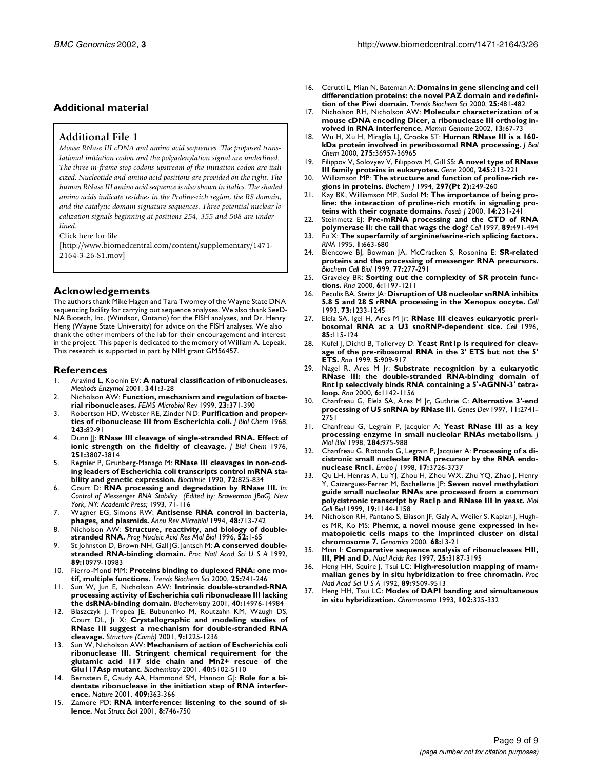## Additional material

### Additional File 1

*Mouse RNase III cDNA and amino acid sequences. The proposed translational initiation codon and the polyadenylation signal are underlined. The three in-frame stop codons upstream of the initiation codon are italicized. Nucleotide and amino acid positions are provided on the right. The human RNase III amino acid sequence is also shown in italics. The shaded amino acids indicate residues in the Proline-rich region, the RS domain, and the catalytic domain signature sequences. Three potential nuclear localization signals beginning at positions 254, 355 and 508 are underlined.*

Click here for file

[http://www.biomedcentral.com/content/supplementary/1471-2164-3-26-S1.mov]

## Acknowledgements

The authors thank Mike Hagen and Tara Twomey of the Wayne State DNA sequencing facility for carrying out sequence analyses. We also thank SeeDNA Biotech, Inc. (Windsor, Ontario) for the FISH analyses, and Dr. Henry Heng (Wayne State University) for advice on the FISH analyses. We also thank the other members of the lab for their encouragement and interest in the project. This paper is dedicated to the memory of William A. Lepeak. This research is supported in part by NIH grant GM56457.

## References

1. Aravind L, Koonin EV: **A natural classification of ribonucleases.** *Methods Enzymol* 2001, **341:**3-28
2. Nicholson AW: **Function, mechanism and regulation of bacterial ribonucleases.** *FEMS Microbiol Rev* 1999, **23:**371-390
3. Robertson HD, Webster RE, Zinder ND: **Purification and properties of ribonuclease III from Escherichia coli.** *J Biol Chem* 1968, **243:**82-91
4. Dunn JJ: **RNase III cleavage of single-stranded RNA. Effect of ionic strength on the fideltiy of cleavage.** *J Biol Chem* 1976, **251:**3807-3814
5. Regnier P, Grunberg-Manago M: **RNase III cleavages in non-coding leaders of Escherichia coli transcripts control mRNA stability and genetic expression.** *Biochimie* 1990, **72:**825-834
6. Court D: **RNA processing and degredation by RNase III.** *In: Control of Messenger RNA Stability (Edited by: Brawerman JBaG) New York, NY: Academic Press;* 1993, 71-116
7. Wagner EG, Simons RW: **Antisense RNA control in bacteria, phages, and plasmids.** *Annu Rev Microbiol* 1994, **48:**713-742
8. Nicholson AW: **Structure, reactivity, and biology of double-stranded RNA.** *Prog Nucleic Acid Res Mol Biol* 1996, **52:**1-65
9. St Johnston D, Brown NH, Gall JG, Jantsch M: **A conserved double-stranded RNA-binding domain.** *Proc Natl Acad Sci U S A* 1992, **89:**10979-10983
10. Fierro-Monti MM: **Proteins binding to duplexed RNA: one motif, multiple functions.** *Trends Biochem Sci* 2000, **25:**241-246
11. Sun W, Jun E, Nicholson AW: **Intrinsic double-stranded-RNA processing activity of Escherichia coli ribonuclease III lacking the dsRNA-binding domain.** *Biochemistry* 2001, **40:**14976-14984
12. Blaszczyk J, Tropea JE, Bubunenko M, Routzahn KM, Waugh DS, Court DL, Ji X: **Crystallographic and modeling studies of RNase III suggest a mechanism for double-stranded RNA cleavage.** *Structure (Camb)* 2001, **9:**1225-1236
13. Sun W, Nicholson AW: **Mechanism of action of Escherichia coli ribonuclease III. Stringent chemical requirement for the glutamic acid 117 side chain and Mn2+ rescue of the Glu117Asp mutant.** *Biochemistry* 2001, **40:**5102-5110
14. Bernstein E, Caudy AA, Hammond SM, Hannon GJ: **Role for a bidentate ribonuclease in the initiation step of RNA interference.** *Nature* 2001, **409:**363-366
15. Zamore PD: **RNA interference: listening to the sound of silence.** *Nat Struct Biol* 2001, **8:**746-750
16. Cerutti L, Mian N, Bateman A: **Domains in gene silencing and cell differentiation proteins: the novel PAZ domain and redefinition of the Piwi domain.** *Trends Biochem Sci* 2000, **25:**481-482
17. Nicholson RH, Nicholson AW: **Molecular characterization of a mouse cDNA encoding Dicer, a ribonuclease III ortholog involved in RNA interference.** *Mamm Genome* 2002, **13:**67-73
18. Wu H, Xu H, Miraglia LJ, Crooke ST: **Human RNase III is a 160-kDa protein involved in preribosomal RNA processing.** *J Biol Chem* 2000, **275:**36957-36965
19. Filippov V, Solovyev V, Filippova M, Gill SS: **A novel type of RNase III family proteins in eukaryotes.** *Gene* 2000, **245:**213-221
20. Williamson MP: **The structure and function of proline-rich regions in proteins.** *Biochem J* 1994, **297(Pt 2):**249-260
21. Kay BK, Williamson MP, Sudol M: **The importance of being proline: the interaction of proline-rich motifs in signaling proteins with their cognate domains.** *Faseb J* 2000, **14:**231-241
22. Steinmetz EJ: **Pre-mRNA processing and the CTD of RNA polymerase II: the tail that wags the dog?** *Cell* 1997, **89:**491-494
23. Fu X: **The superfamily of arginine/serine-rich splicing factors.** *RNA* 1995, **1:**663-680
24. Blencowe BJ, Bowman JA, McCracken S, Rosonina E: **SR-related proteins and the processing of messenger RNA precursors.** *Biochem Cell Biol* 1999, **77:**277-291
25. Graveley BR: **Sorting out the complexity of SR protein functions.** *Rna* 2000, **6:**1197-1211
26. Peculis BA, Steitz JA: **Disruption of U8 nucleolar snRNA inhibits 5.8 S and 28 S rRNA processing in the Xenopus oocyte.** *Cell* 1993, **73:**1233-1245
27. Elela SA, Igel H, Ares M Jr: **RNase III cleaves eukaryotic preribosomal RNA at a U3 snoRNP-dependent site.** *Cell* 1996, **85:**115-124
28. Kufel J, Dichtl B, Tollervey D: **Yeast Rnt1p is required for cleavage of the pre-ribosomal RNA in the 3' ETS but not the 5' ETS.** *Rna* 1999, **5:**909-917
29. Nagel R, Ares M Jr: **Substrate recognition by a eukaryotic RNase III: the double-stranded RNA-binding domain of Rnt1p selectively binds RNA containing a 5'-AGNN-3' tetraloop.** *Rna* 2000, **6:**1142-1156
30. Chanfreau G, Elela SA, Ares M Jr, Guthrie C: **Alternative 3'-end processing of U5 snRNA by RNase III.** *Genes Dev* 1997, **11:**2741-2751
31. Chanfreau G, Legrain P, Jacquier A: **Yeast RNase III as a key processing enzyme in small nucleolar RNAs metabolism.** *J Mol Biol* 1998, **284:**975-988
32. Chanfreau G, Rotondo G, Legrain P, Jacquier A: **Processing of a dicistronic small nucleolar RNA precursor by the RNA endonuclease Rnt1.** *Embo J* 1998, **17:**3726-3737
33. Qu LH, Henras A, Lu YJ, Zhou H, Zhou WX, Zhu YQ, Zhao J, Henry Y, Caizergues-Ferrer M, Bachellerie JP: **Seven novel methylation guide small nucleolar RNAs are processed from a common polycistronic transcript by Rat1p and RNase III in yeast.** *Mol Cell Biol* 1999, **19:**1144-1158
34. Nicholson RH, Pantano S, Eliason JF, Galy A, Weiler S, Kaplan J, Hughes MR, Ko MS: **Phemx, a novel mouse gene expressed in hematopoietic cells maps to the imprinted cluster on distal chromosome 7.** *Genomics* 2000, **68:**13-21
35. Mian I: **Comparative sequence analysis of ribonucleases HII, III, PH and D.** *Nucl Acids Res* 1997, **25:**3187-3195
36. Heng HH, Squire J, Tsui LC: **High-resolution mapping of mammalian genes by in situ hybridization to free chromatin.** *Proc Natl Acad Sci U S A* 1992, **89:**9509-9513
37. Heng HH, Tsui LC: **Modes of DAPI banding and simultaneous in situ hybridization.** *Chromosoma* 1993, **102:**325-332